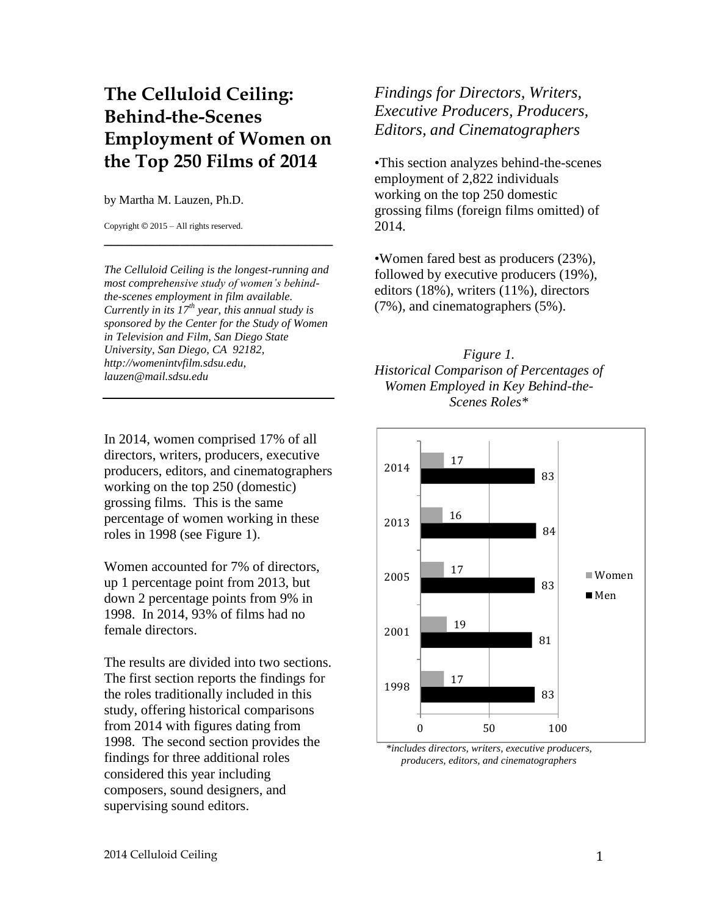# The Celluloid Ceiling: Behind-the-Scenes Employment of Women on the Top 250 Films of 2014

by Martha M. Lauzen, Ph.D.

Copyright © 2015 – All rights reserved.

---

*The Celluloid Ceiling is the longest-running and most comprehensive study of women's behind-the-scenes employment in film available. Currently in its 17th year, this annual study is sponsored by the Center for the Study of Women in Television and Film, San Diego State University, San Diego, CA 92182, http://womenintvfilm.sdsu.edu, lauzen@mail.sdsu.edu*

---

In 2014, women comprised 17% of all directors, writers, producers, executive producers, editors, and cinematographers working on the top 250 (domestic) grossing films. This is the same percentage of women working in these roles in 1998 (see Figure 1).

Women accounted for 7% of directors, up 1 percentage point from 2013, but down 2 percentage points from 9% in 1998. In 2014, 93% of films had no female directors.

The results are divided into two sections. The first section reports the findings for the roles traditionally included in this study, offering historical comparisons from 2014 with figures dating from 1998. The second section provides the findings for three additional roles considered this year including composers, sound designers, and supervising sound editors.

## *Findings for Directors, Writers, Executive Producers, Producers, Editors, and Cinematographers*

•This section analyzes behind-the-scenes employment of 2,822 individuals working on the top 250 domestic grossing films (foreign films omitted) of 2014.

•Women fared best as producers (23%), followed by executive producers (19%), editors (18%), writers (11%), directors (7%), and cinematographers (5%).

*Figure 1. Historical Comparison of Percentages of Women Employed in Key Behind-the-Scenes Roles\**

| Year | Women | Men |
|---|---|---|
| 2014 | 17 | 83 |
| 2013 | 16 | 84 |
| 2005 | 17 | 83 |
| 2001 | 19 | 81 |
| 1998 | 17 | 83 |

*\*includes directors, writers, executive producers, producers, editors, and cinematographers*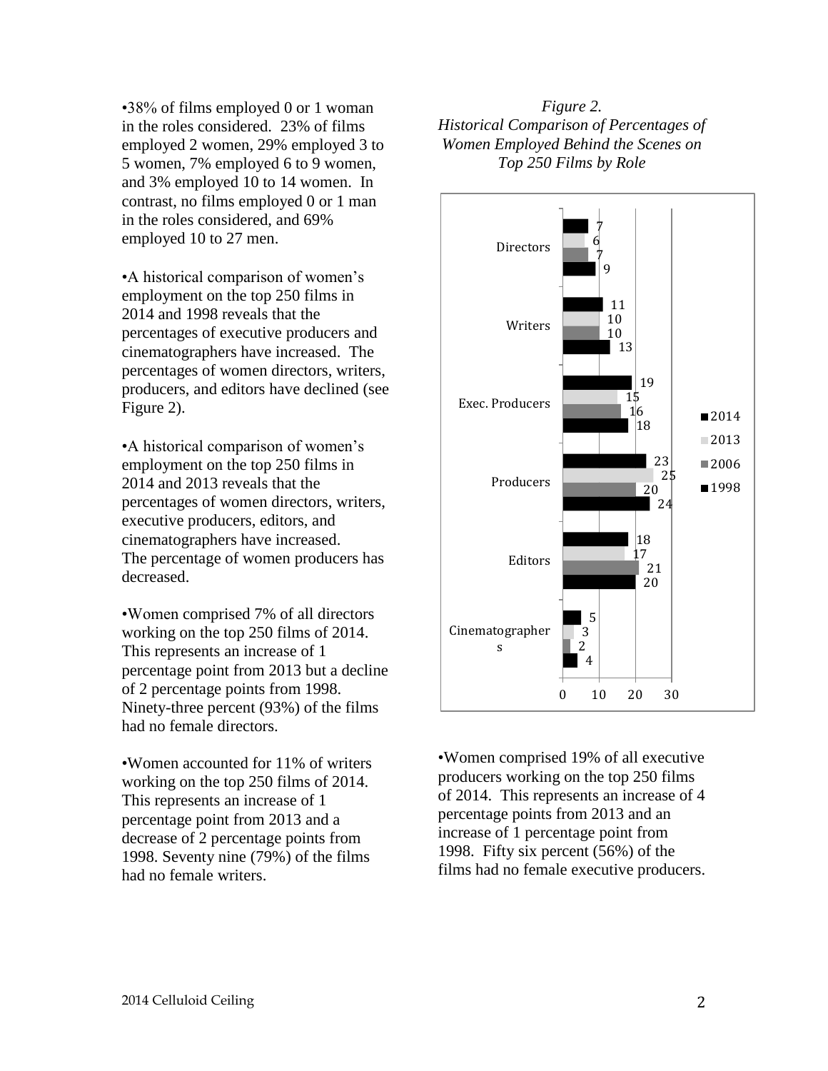•38% of films employed 0 or 1 woman in the roles considered. 23% of films employed 2 women, 29% employed 3 to 5 women, 7% employed 6 to 9 women, and 3% employed 10 to 14 women. In contrast, no films employed 0 or 1 man in the roles considered, and 69% employed 10 to 27 men.

•A historical comparison of women's employment on the top 250 films in 2014 and 1998 reveals that the percentages of executive producers and cinematographers have increased. The percentages of women directors, writers, producers, and editors have declined (see Figure 2).

•A historical comparison of women's employment on the top 250 films in 2014 and 2013 reveals that the percentages of women directors, writers, executive producers, editors, and cinematographers have increased. The percentage of women producers has decreased.

•Women comprised 7% of all directors working on the top 250 films of 2014. This represents an increase of 1 percentage point from 2013 but a decline of 2 percentage points from 1998. Ninety-three percent (93%) of the films had no female directors.

•Women accounted for 11% of writers working on the top 250 films of 2014. This represents an increase of 1 percentage point from 2013 and a decrease of 2 percentage points from 1998. Seventy nine (79%) of the films had no female writers.

*Figure 2.*
*Historical Comparison of Percentages of Women Employed Behind the Scenes on Top 250 Films by Role*

| Role | 2014 | 2013 | 2006 | 1998 |
| --- | --- | --- | --- | --- |
| Directors | 7 | 6 | 7 | 9 |
| Writers | 11 | 10 | 10 | 13 |
| Exec. Producers | 19 | 15 | 16 | 18 |
| Producers | 23 | 25 | 20 | 24 |
| Editors | 18 | 17 | 21 | 20 |
| Cinematographers | 5 | 3 | 2 | 4 |

•Women comprised 19% of all executive producers working on the top 250 films of 2014. This represents an increase of 4 percentage points from 2013 and an increase of 1 percentage point from 1998. Fifty six percent (56%) of the films had no female executive producers.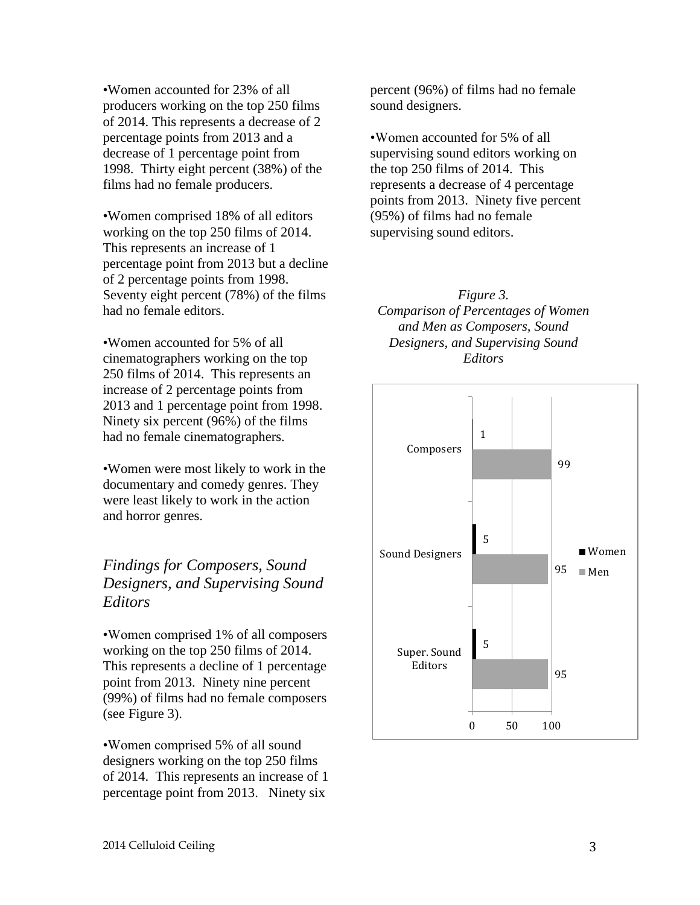•Women accounted for 23% of all producers working on the top 250 films of 2014. This represents a decrease of 2 percentage points from 2013 and a decrease of 1 percentage point from 1998. Thirty eight percent (38%) of the films had no female producers.

•Women comprised 18% of all editors working on the top 250 films of 2014. This represents an increase of 1 percentage point from 2013 but a decline of 2 percentage points from 1998. Seventy eight percent (78%) of the films had no female editors.

•Women accounted for 5% of all cinematographers working on the top 250 films of 2014. This represents an increase of 2 percentage points from 2013 and 1 percentage point from 1998. Ninety six percent (96%) of the films had no female cinematographers.

•Women were most likely to work in the documentary and comedy genres. They were least likely to work in the action and horror genres.

## *Findings for Composers, Sound Designers, and Supervising Sound Editors*

•Women comprised 1% of all composers working on the top 250 films of 2014. This represents a decline of 1 percentage point from 2013. Ninety nine percent (99%) of films had no female composers (see Figure 3).

•Women comprised 5% of all sound designers working on the top 250 films of 2014. This represents an increase of 1 percentage point from 2013. Ninety six percent (96%) of films had no female sound designers.

•Women accounted for 5% of all supervising sound editors working on the top 250 films of 2014. This represents a decrease of 4 percentage points from 2013. Ninety five percent (95%) of films had no female supervising sound editors.

*Figure 3.*
*Comparison of Percentages of Women and Men as Composers, Sound Designers, and Supervising Sound Editors*

Composers
1
99

Sound Designers
5
95

Super. Sound Editors
5
95

0
50
100

Women
Men